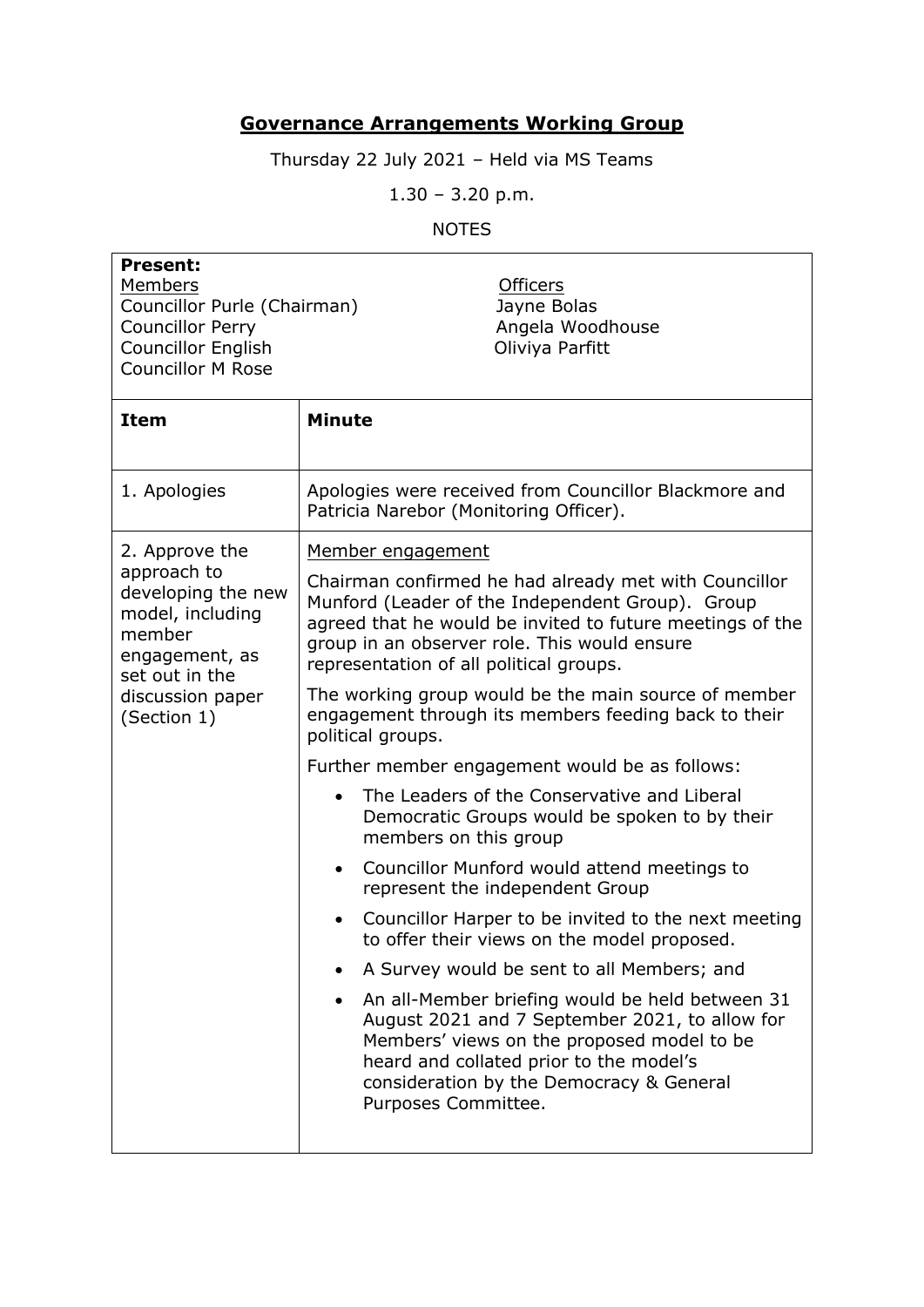# Governance Arrangements Working Group

Thursday 22 July 2021 – Held via MS Teams

1.30 – 3.20 p.m.

NOTES

**Present:**

| Members | Officers |
| --- | --- |
| Councillor Purle (Chairman) | Jayne Bolas |
| Councillor Perry | Angela Woodhouse |
| Councillor English | Oliviya Parfitt |
| Councillor M Rose | |

| Item | Minute |
| --- | --- |
| 1. Apologies | Apologies were received from Councillor Blackmore and Patricia Narebor (Monitoring Officer). |
| 2. Approve the approach to developing the new model, including member engagement, as set out in the discussion paper (Section 1) | Member engagement<br><br>Chairman confirmed he had already met with Councillor Munford (Leader of the Independent Group). Group agreed that he would be invited to future meetings of the group in an observer role. This would ensure representation of all political groups.<br><br>The working group would be the main source of member engagement through its members feeding back to their political groups.<br><br>Further member engagement would be as follows:<br><br>• The Leaders of the Conservative and Liberal Democratic Groups would be spoken to by their members on this group<br>• Councillor Munford would attend meetings to represent the independent Group<br>• Councillor Harper to be invited to the next meeting to offer their views on the model proposed.<br>• A Survey would be sent to all Members; and<br>• An all-Member briefing would be held between 31 August 2021 and 7 September 2021, to allow for Members' views on the proposed model to be heard and collated prior to the model's consideration by the Democracy & General Purposes Committee. |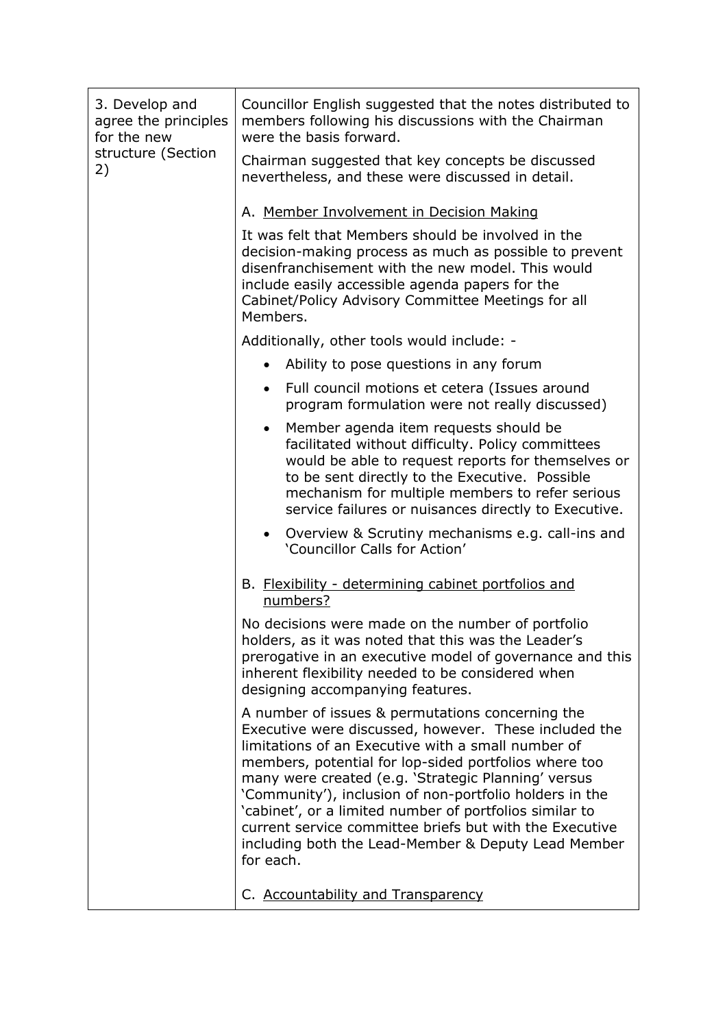| 3. Develop and agree the principles for the new structure (Section 2) | Councillor English suggested that the notes distributed to members following his discussions with the Chairman were the basis forward.<br><br>Chairman suggested that key concepts be discussed nevertheless, and these were discussed in detail.<br><br>A. <u>Member Involvement in Decision Making</u><br><br>It was felt that Members should be involved in the decision-making process as much as possible to prevent disenfranchisement with the new model. This would include easily accessible agenda papers for the Cabinet/Policy Advisory Committee Meetings for all Members.<br><br>Additionally, other tools would include: -<br><br>• Ability to pose questions in any forum<br>• Full council motions et cetera (Issues around program formulation were not really discussed)<br>• Member agenda item requests should be facilitated without difficulty. Policy committees would be able to request reports for themselves or to be sent directly to the Executive. Possible mechanism for multiple members to refer serious service failures or nuisances directly to Executive.<br>• Overview & Scrutiny mechanisms e.g. call-ins and 'Councillor Calls for Action'<br><br>B. <u>Flexibility - determining cabinet portfolios and numbers?</u><br><br>No decisions were made on the number of portfolio holders, as it was noted that this was the Leader's prerogative in an executive model of governance and this inherent flexibility needed to be considered when designing accompanying features.<br><br>A number of issues & permutations concerning the Executive were discussed, however. These included the limitations of an Executive with a small number of members, potential for lop-sided portfolios where too many were created (e.g. 'Strategic Planning' versus 'Community'), inclusion of non-portfolio holders in the 'cabinet', or a limited number of portfolios similar to current service committee briefs but with the Executive including both the Lead-Member & Deputy Lead Member for each.<br><br>C. <u>Accountability and Transparency</u> |
|---|---|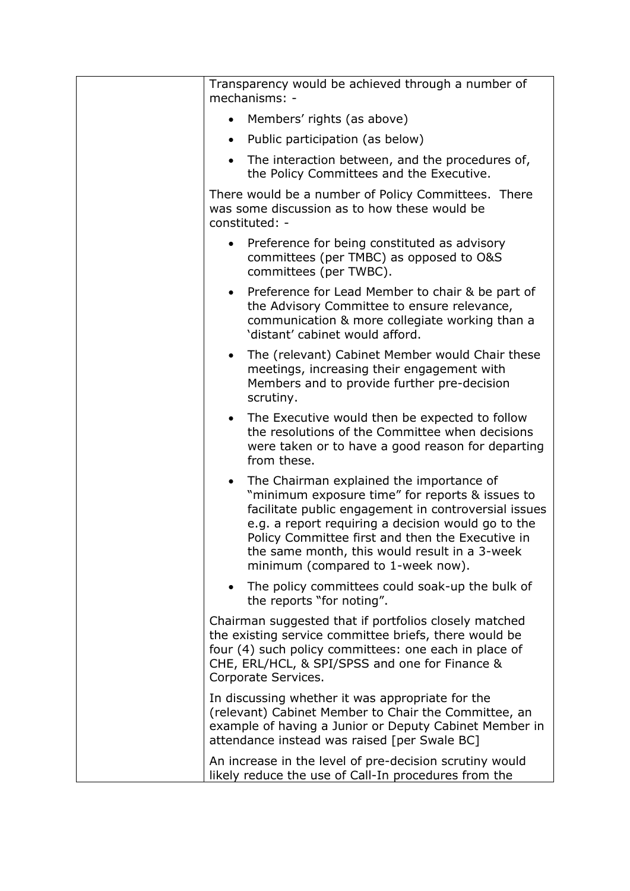| | |
|---|---|
| | Transparency would be achieved through a number of mechanisms: -<br><br>• Members' rights (as above)<br>• Public participation (as below)<br>• The interaction between, and the procedures of, the Policy Committees and the Executive.<br><br>There would be a number of Policy Committees. There was some discussion as to how these would be constituted: -<br><br>• Preference for being constituted as advisory committees (per TMBC) as opposed to O&S committees (per TWBC).<br>• Preference for Lead Member to chair & be part of the Advisory Committee to ensure relevance, communication & more collegiate working than a 'distant' cabinet would afford.<br>• The (relevant) Cabinet Member would Chair these meetings, increasing their engagement with Members and to provide further pre-decision scrutiny.<br>• The Executive would then be expected to follow the resolutions of the Committee when decisions were taken or to have a good reason for departing from these.<br>• The Chairman explained the importance of "minimum exposure time" for reports & issues to facilitate public engagement in controversial issues e.g. a report requiring a decision would go to the Policy Committee first and then the Executive in the same month, this would result in a 3-week minimum (compared to 1-week now).<br>• The policy committees could soak-up the bulk of the reports "for noting".<br><br>Chairman suggested that if portfolios closely matched the existing service committee briefs, there would be four (4) such policy committees: one each in place of CHE, ERL/HCL, & SPI/SPSS and one for Finance & Corporate Services.<br><br>In discussing whether it was appropriate for the (relevant) Cabinet Member to Chair the Committee, an example of having a Junior or Deputy Cabinet Member in attendance instead was raised [per Swale BC]<br><br>An increase in the level of pre-decision scrutiny would likely reduce the use of Call-In procedures from the |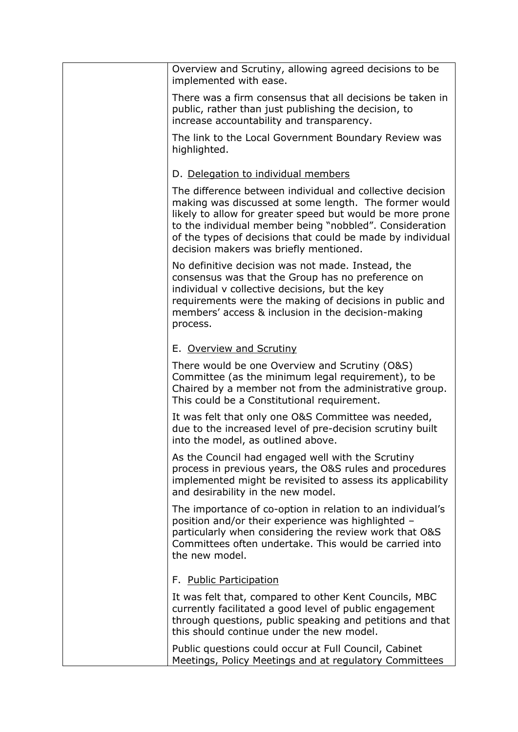| | Overview and Scrutiny, allowing agreed decisions to be implemented with ease.<br><br>There was a firm consensus that all decisions be taken in public, rather than just publishing the decision, to increase accountability and transparency.<br><br>The link to the Local Government Boundary Review was highlighted.<br><br>D. Delegation to individual members<br><br>The difference between individual and collective decision making was discussed at some length. The former would likely to allow for greater speed but would be more prone to the individual member being "nobbled". Consideration of the types of decisions that could be made by individual decision makers was briefly mentioned.<br><br>No definitive decision was not made. Instead, the consensus was that the Group has no preference on individual v collective decisions, but the key requirements were the making of decisions in public and members' access & inclusion in the decision-making process.<br><br>E. Overview and Scrutiny<br><br>There would be one Overview and Scrutiny (O&S) Committee (as the minimum legal requirement), to be Chaired by a member not from the administrative group. This could be a Constitutional requirement.<br><br>It was felt that only one O&S Committee was needed, due to the increased level of pre-decision scrutiny built into the model, as outlined above.<br><br>As the Council had engaged well with the Scrutiny process in previous years, the O&S rules and procedures implemented might be revisited to assess its applicability and desirability in the new model.<br><br>The importance of co-option in relation to an individual's position and/or their experience was highlighted – particularly when considering the review work that O&S Committees often undertake. This would be carried into the new model.<br><br>F. Public Participation<br><br>It was felt that, compared to other Kent Councils, MBC currently facilitated a good level of public engagement through questions, public speaking and petitions and that this should continue under the new model.<br><br>Public questions could occur at Full Council, Cabinet Meetings, Policy Meetings and at regulatory Committees |
|---|---|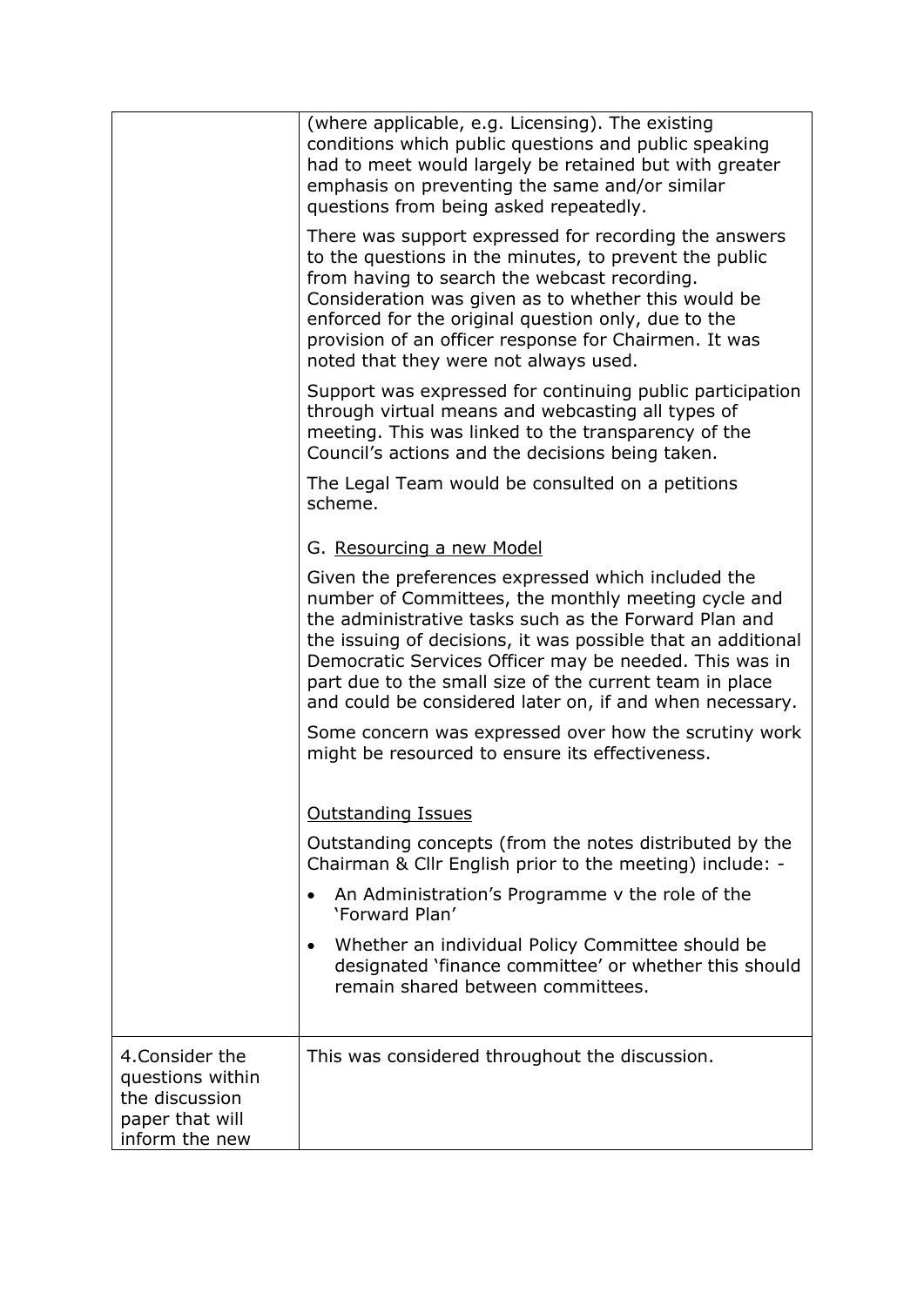| | |
|---|---|
| | (where applicable, e.g. Licensing). The existing conditions which public questions and public speaking had to meet would largely be retained but with greater emphasis on preventing the same and/or similar questions from being asked repeatedly.<br><br>There was support expressed for recording the answers to the questions in the minutes, to prevent the public from having to search the webcast recording. Consideration was given as to whether this would be enforced for the original question only, due to the provision of an officer response for Chairmen. It was noted that they were not always used.<br><br>Support was expressed for continuing public participation through virtual means and webcasting all types of meeting. This was linked to the transparency of the Council's actions and the decisions being taken.<br><br>The Legal Team would be consulted on a petitions scheme.<br><br>G. <u>Resourcing a new Model</u><br><br>Given the preferences expressed which included the number of Committees, the monthly meeting cycle and the administrative tasks such as the Forward Plan and the issuing of decisions, it was possible that an additional Democratic Services Officer may be needed. This was in part due to the small size of the current team in place and could be considered later on, if and when necessary.<br><br>Some concern was expressed over how the scrutiny work might be resourced to ensure its effectiveness.<br><br><u>Outstanding Issues</u><br><br>Outstanding concepts (from the notes distributed by the Chairman & Cllr English prior to the meeting) include: -<br><br>• An Administration's Programme v the role of the 'Forward Plan'<br><br>• Whether an individual Policy Committee should be designated 'finance committee' or whether this should remain shared between committees. |
| 4.Consider the questions within the discussion paper that will inform the new | This was considered throughout the discussion. |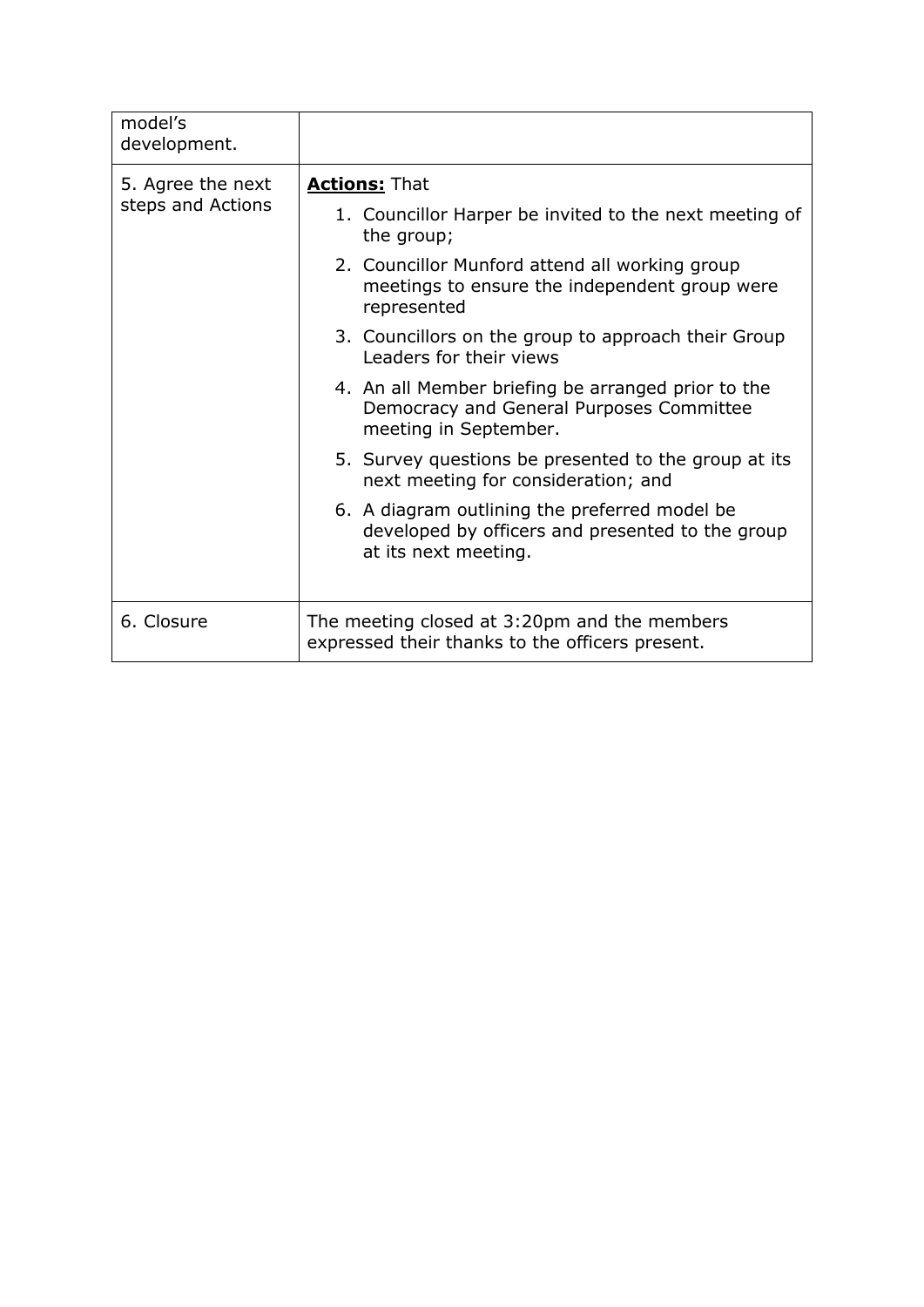| | |
|---|---|
| model's development. | |
| 5. Agree the next steps and Actions | **Actions:** That<br>1. Councillor Harper be invited to the next meeting of the group;<br>2. Councillor Munford attend all working group meetings to ensure the independent group were represented<br>3. Councillors on the group to approach their Group Leaders for their views<br>4. An all Member briefing be arranged prior to the Democracy and General Purposes Committee meeting in September.<br>5. Survey questions be presented to the group at its next meeting for consideration; and<br>6. A diagram outlining the preferred model be developed by officers and presented to the group at its next meeting. |
| 6. Closure | The meeting closed at 3:20pm and the members expressed their thanks to the officers present. |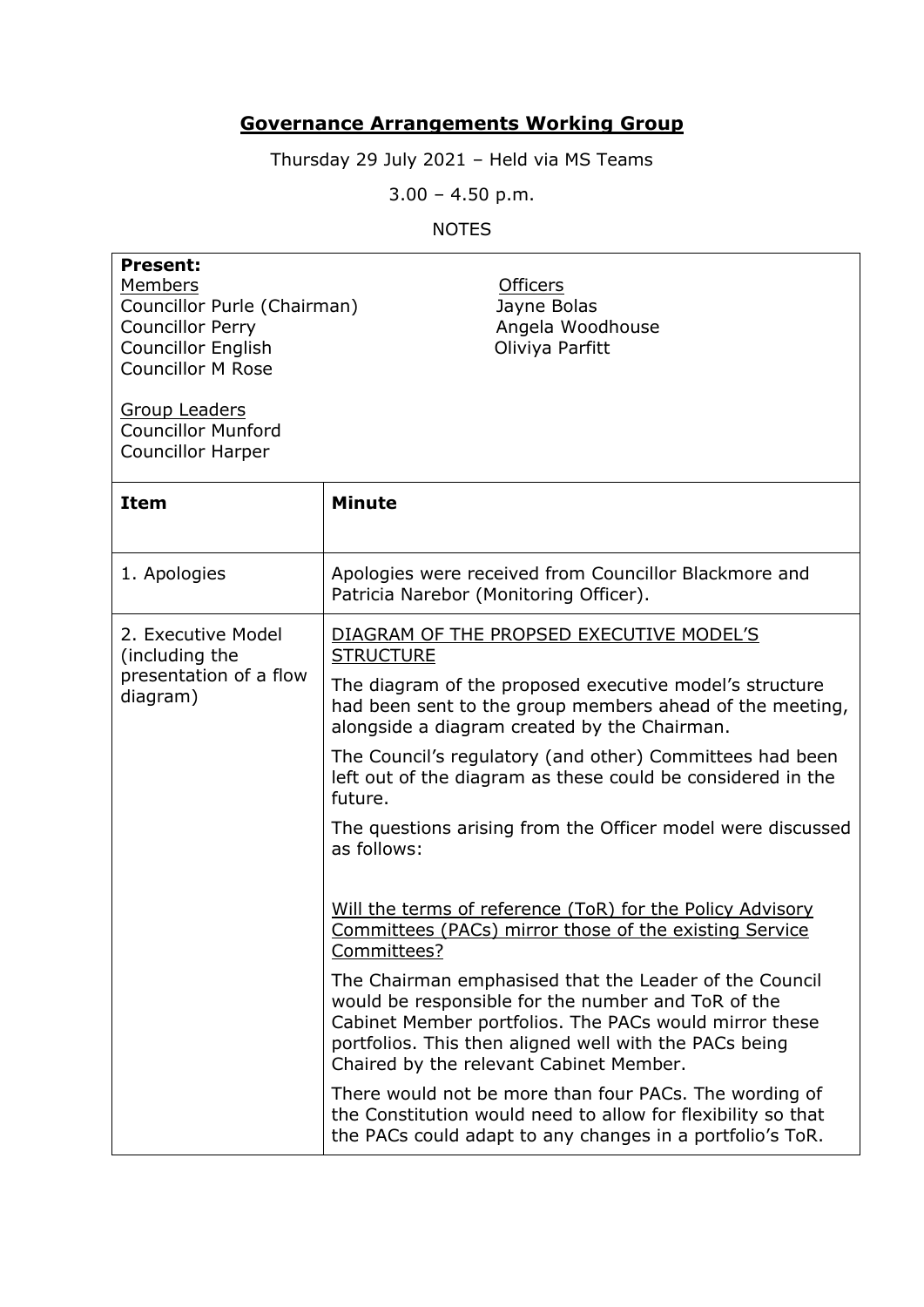# Governance Arrangements Working Group

Thursday 29 July 2021 – Held via MS Teams

3.00 – 4.50 p.m.

NOTES

| **Present:** | |
|---|---|
| Members<br>Councillor Purle (Chairman)<br>Councillor Perry<br>Councillor English<br>Councillor M Rose<br><br>Group Leaders<br>Councillor Munford<br>Councillor Harper | Officers<br>Jayne Bolas<br>Angela Woodhouse<br>Oliviya Parfitt |

| **Item** | **Minute** |
|---|---|
| 1. Apologies | Apologies were received from Councillor Blackmore and Patricia Narebor (Monitoring Officer). |
| 2. Executive Model (including the presentation of a flow diagram) | DIAGRAM OF THE PROPSED EXECUTIVE MODEL'S STRUCTURE<br><br>The diagram of the proposed executive model's structure had been sent to the group members ahead of the meeting, alongside a diagram created by the Chairman.<br><br>The Council's regulatory (and other) Committees had been left out of the diagram as these could be considered in the future.<br><br>The questions arising from the Officer model were discussed as follows:<br><br>Will the terms of reference (ToR) for the Policy Advisory Committees (PACs) mirror those of the existing Service Committees?<br><br>The Chairman emphasised that the Leader of the Council would be responsible for the number and ToR of the Cabinet Member portfolios. The PACs would mirror these portfolios. This then aligned well with the PACs being Chaired by the relevant Cabinet Member.<br><br>There would not be more than four PACs. The wording of the Constitution would need to allow for flexibility so that the PACs could adapt to any changes in a portfolio's ToR. |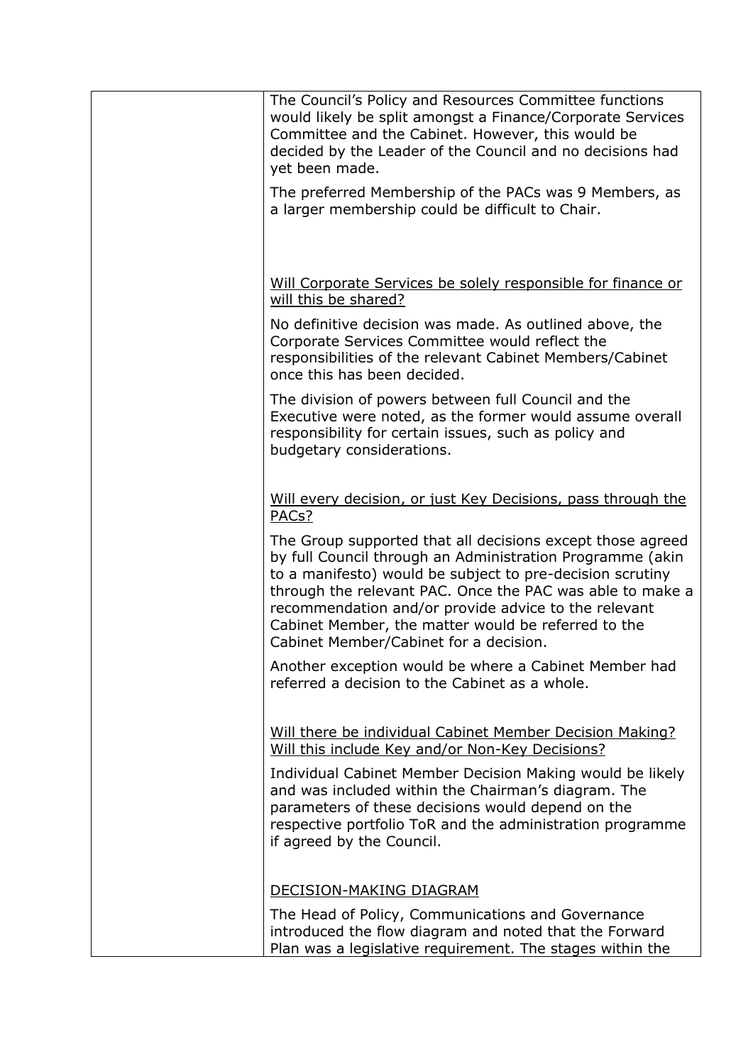| | |
|---|---|
| | The Council's Policy and Resources Committee functions would likely be split amongst a Finance/Corporate Services Committee and the Cabinet. However, this would be decided by the Leader of the Council and no decisions had yet been made.<br><br>The preferred Membership of the PACs was 9 Members, as a larger membership could be difficult to Chair.<br><br><u>Will Corporate Services be solely responsible for finance or will this be shared?</u><br><br>No definitive decision was made. As outlined above, the Corporate Services Committee would reflect the responsibilities of the relevant Cabinet Members/Cabinet once this has been decided.<br><br>The division of powers between full Council and the Executive were noted, as the former would assume overall responsibility for certain issues, such as policy and budgetary considerations.<br><br><u>Will every decision, or just Key Decisions, pass through the PACs?</u><br><br>The Group supported that all decisions except those agreed by full Council through an Administration Programme (akin to a manifesto) would be subject to pre-decision scrutiny through the relevant PAC. Once the PAC was able to make a recommendation and/or provide advice to the relevant Cabinet Member, the matter would be referred to the Cabinet Member/Cabinet for a decision.<br><br>Another exception would be where a Cabinet Member had referred a decision to the Cabinet as a whole.<br><br><u>Will there be individual Cabinet Member Decision Making? Will this include Key and/or Non-Key Decisions?</u><br><br>Individual Cabinet Member Decision Making would be likely and was included within the Chairman's diagram. The parameters of these decisions would depend on the respective portfolio ToR and the administration programme if agreed by the Council.<br><br><u>DECISION-MAKING DIAGRAM</u><br><br>The Head of Policy, Communications and Governance introduced the flow diagram and noted that the Forward Plan was a legislative requirement. The stages within the |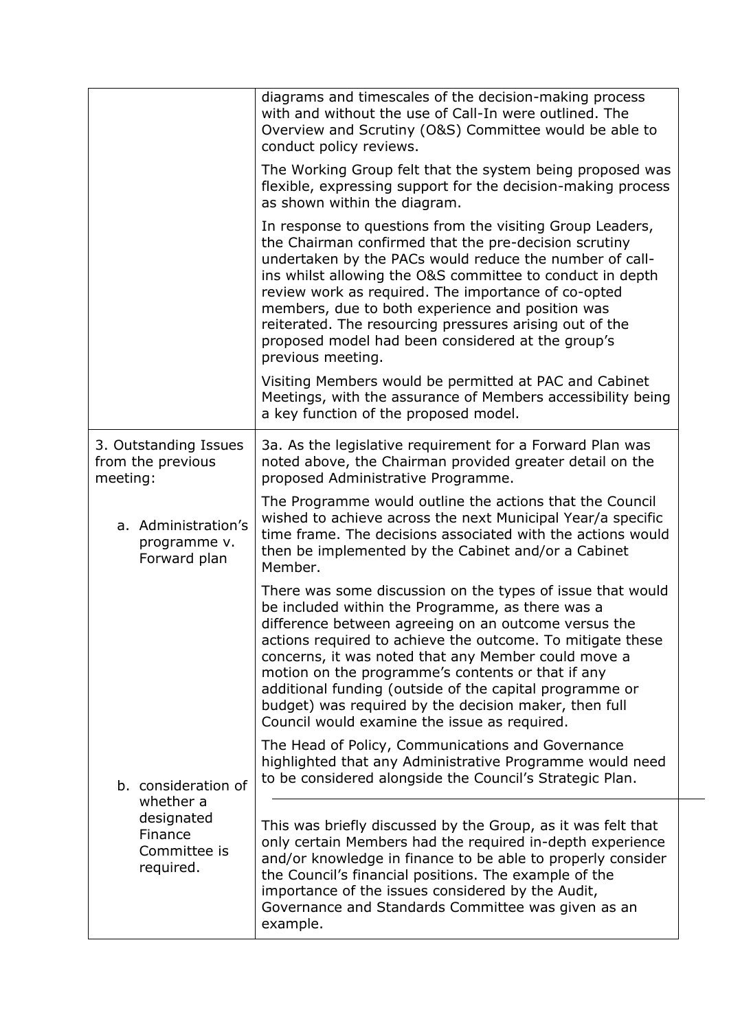| | |
|---|---|
| | diagrams and timescales of the decision-making process with and without the use of Call-In were outlined. The Overview and Scrutiny (O&S) Committee would be able to conduct policy reviews.<br><br>The Working Group felt that the system being proposed was flexible, expressing support for the decision-making process as shown within the diagram.<br><br>In response to questions from the visiting Group Leaders, the Chairman confirmed that the pre-decision scrutiny undertaken by the PACs would reduce the number of call-ins whilst allowing the O&S committee to conduct in depth review work as required. The importance of co-opted members, due to both experience and position was reiterated. The resourcing pressures arising out of the proposed model had been considered at the group's previous meeting.<br><br>Visiting Members would be permitted at PAC and Cabinet Meetings, with the assurance of Members accessibility being a key function of the proposed model. |
| 3. Outstanding Issues from the previous meeting:<br><br>a. Administration's programme v. Forward plan | 3a. As the legislative requirement for a Forward Plan was noted above, the Chairman provided greater detail on the proposed Administrative Programme.<br><br>The Programme would outline the actions that the Council wished to achieve across the next Municipal Year/a specific time frame. The decisions associated with the actions would then be implemented by the Cabinet and/or a Cabinet Member.<br><br>There was some discussion on the types of issue that would be included within the Programme, as there was a difference between agreeing on an outcome versus the actions required to achieve the outcome. To mitigate these concerns, it was noted that any Member could move a motion on the programme's contents or that if any additional funding (outside of the capital programme or budget) was required by the decision maker, then full Council would examine the issue as required.<br><br>The Head of Policy, Communications and Governance highlighted that any Administrative Programme would need to be considered alongside the Council's Strategic Plan. |
| b. consideration of whether a designated Finance Committee is required. | This was briefly discussed by the Group, as it was felt that only certain Members had the required in-depth experience and/or knowledge in finance to be able to properly consider the Council's financial positions. The example of the importance of the issues considered by the Audit, Governance and Standards Committee was given as an example. |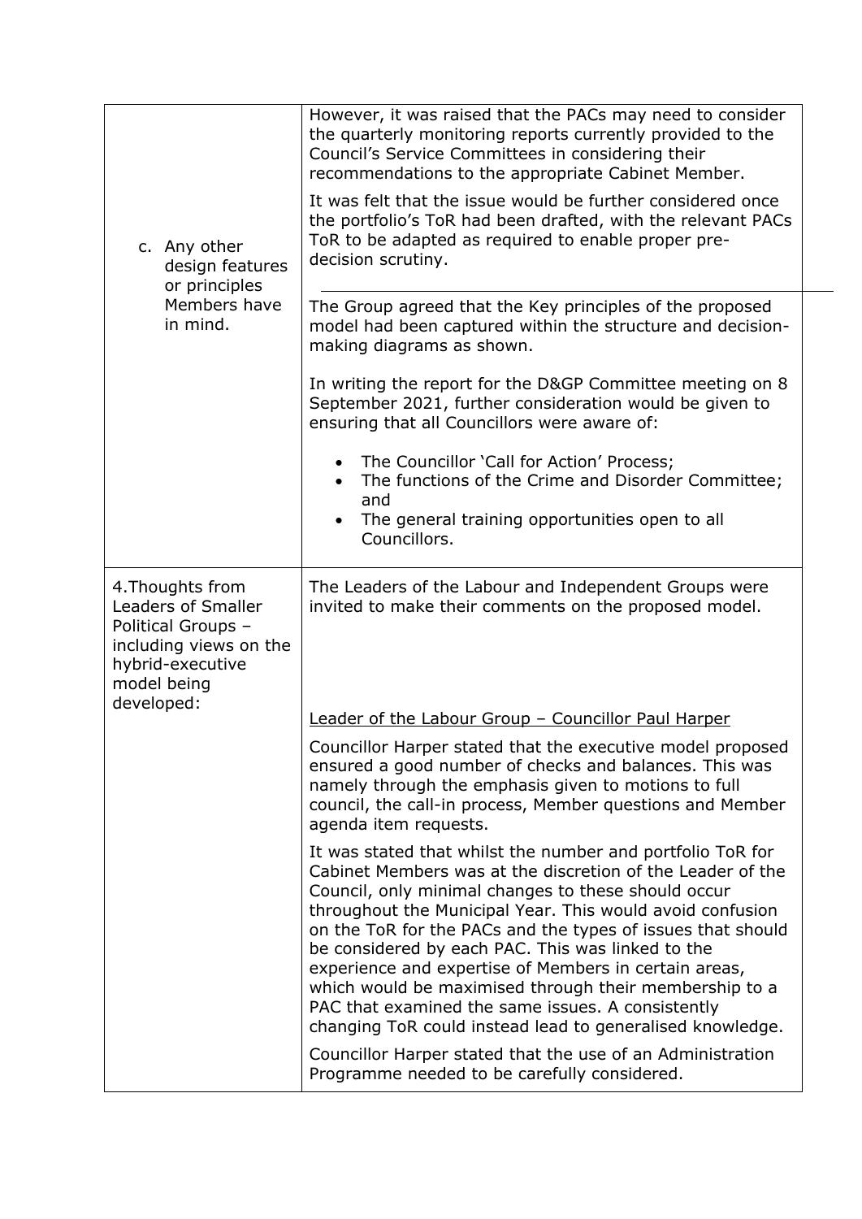| | |
|---|---|
| c. Any other design features or principles Members have in mind. | However, it was raised that the PACs may need to consider the quarterly monitoring reports currently provided to the Council's Service Committees in considering their recommendations to the appropriate Cabinet Member.<br><br>It was felt that the issue would be further considered once the portfolio's ToR had been drafted, with the relevant PACs ToR to be adapted as required to enable proper pre-decision scrutiny.<br><br>The Group agreed that the Key principles of the proposed model had been captured within the structure and decision-making diagrams as shown.<br><br>In writing the report for the D&GP Committee meeting on 8 September 2021, further consideration would be given to ensuring that all Councillors were aware of:<br><br>• The Councillor 'Call for Action' Process;<br>• The functions of the Crime and Disorder Committee; and<br>• The general training opportunities open to all Councillors. |
| 4.Thoughts from Leaders of Smaller Political Groups – including views on the hybrid-executive model being developed: | The Leaders of the Labour and Independent Groups were invited to make their comments on the proposed model.<br><br><u>Leader of the Labour Group – Councillor Paul Harper</u><br><br>Councillor Harper stated that the executive model proposed ensured a good number of checks and balances. This was namely through the emphasis given to motions to full council, the call-in process, Member questions and Member agenda item requests.<br><br>It was stated that whilst the number and portfolio ToR for Cabinet Members was at the discretion of the Leader of the Council, only minimal changes to these should occur throughout the Municipal Year. This would avoid confusion on the ToR for the PACs and the types of issues that should be considered by each PAC. This was linked to the experience and expertise of Members in certain areas, which would be maximised through their membership to a PAC that examined the same issues. A consistently changing ToR could instead lead to generalised knowledge.<br><br>Councillor Harper stated that the use of an Administration Programme needed to be carefully considered. |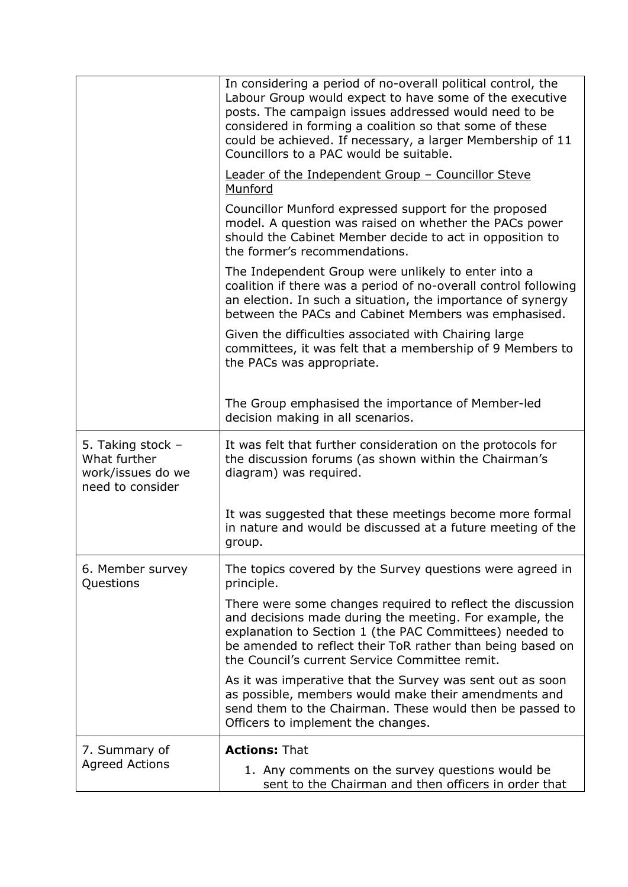| | |
|---|---|
| | In considering a period of no-overall political control, the Labour Group would expect to have some of the executive posts. The campaign issues addressed would need to be considered in forming a coalition so that some of these could be achieved. If necessary, a larger Membership of 11 Councillors to a PAC would be suitable.<br><br><u>Leader of the Independent Group – Councillor Steve Munford</u><br><br>Councillor Munford expressed support for the proposed model. A question was raised on whether the PACs power should the Cabinet Member decide to act in opposition to the former's recommendations.<br><br>The Independent Group were unlikely to enter into a coalition if there was a period of no-overall control following an election. In such a situation, the importance of synergy between the PACs and Cabinet Members was emphasised.<br><br>Given the difficulties associated with Chairing large committees, it was felt that a membership of 9 Members to the PACs was appropriate.<br><br>The Group emphasised the importance of Member-led decision making in all scenarios. |
| 5. Taking stock – What further work/issues do we need to consider | It was felt that further consideration on the protocols for the discussion forums (as shown within the Chairman's diagram) was required.<br><br>It was suggested that these meetings become more formal in nature and would be discussed at a future meeting of the group. |
| 6. Member survey Questions | The topics covered by the Survey questions were agreed in principle.<br><br>There were some changes required to reflect the discussion and decisions made during the meeting. For example, the explanation to Section 1 (the PAC Committees) needed to be amended to reflect their ToR rather than being based on the Council's current Service Committee remit.<br><br>As it was imperative that the Survey was sent out as soon as possible, members would make their amendments and send them to the Chairman. These would then be passed to Officers to implement the changes. |
| 7. Summary of Agreed Actions | **Actions:** That<br><br>1. Any comments on the survey questions would be sent to the Chairman and then officers in order that |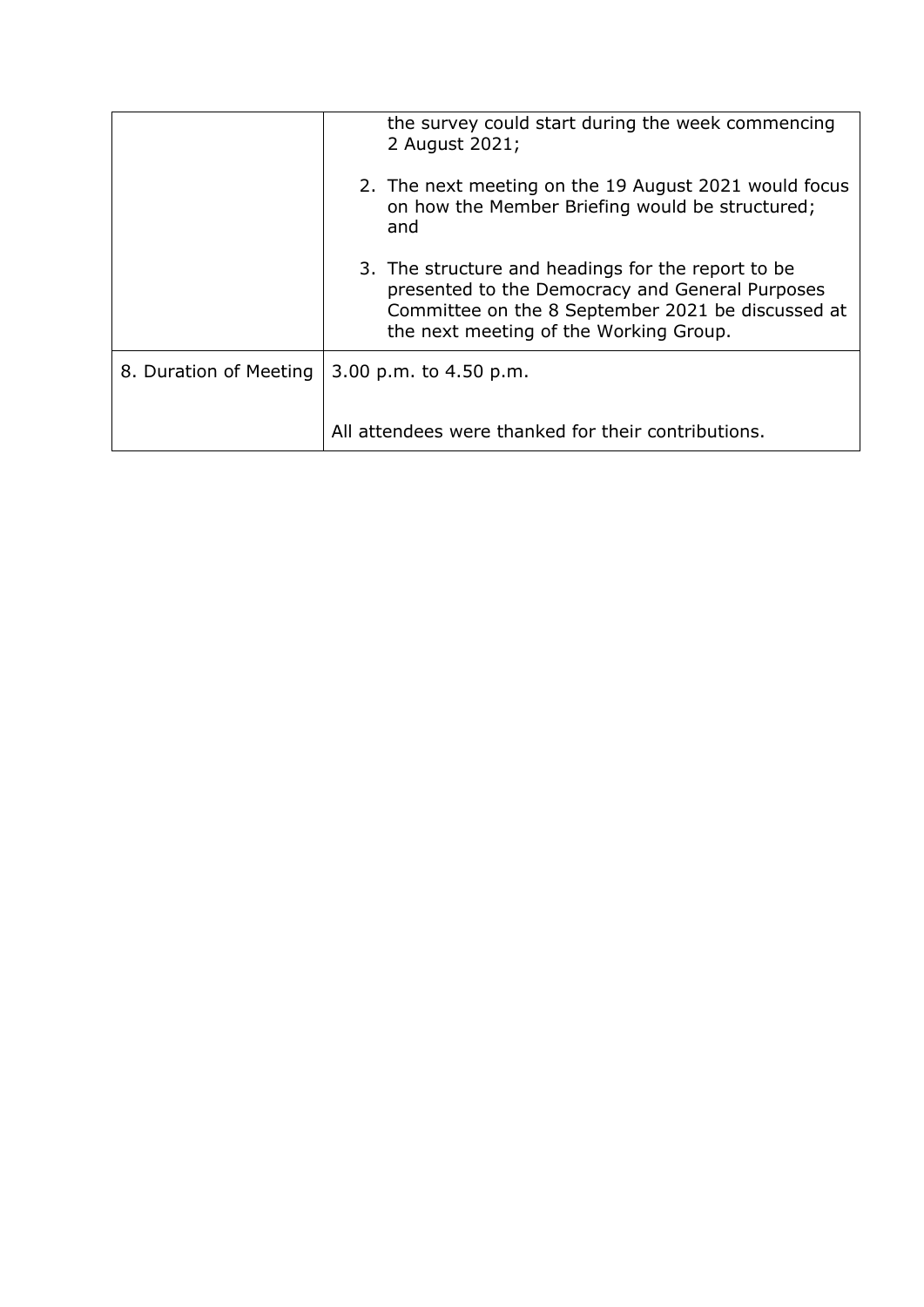| | |
|---|---|
| | the survey could start during the week commencing 2 August 2021;<br><br>2. The next meeting on the 19 August 2021 would focus on how the Member Briefing would be structured; and<br><br>3. The structure and headings for the report to be presented to the Democracy and General Purposes Committee on the 8 September 2021 be discussed at the next meeting of the Working Group. |
| 8. Duration of Meeting | 3.00 p.m. to 4.50 p.m.<br><br>All attendees were thanked for their contributions. |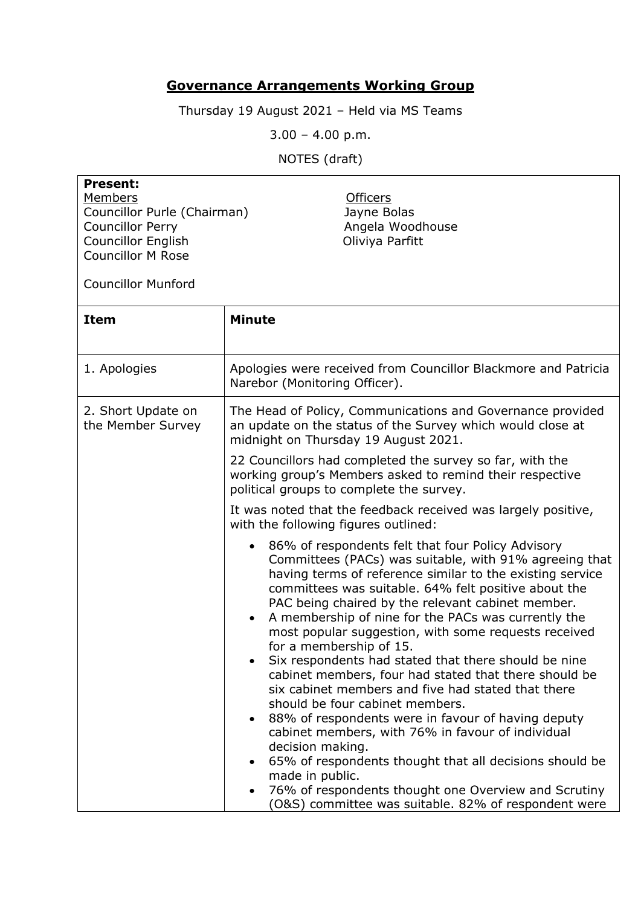# Governance Arrangements Working Group

Thursday 19 August 2021 – Held via MS Teams

3.00 – 4.00 p.m.

NOTES (draft)

**Present:**

| Members | Officers |
|---|---|
| Councillor Purle (Chairman) | Jayne Bolas |
| Councillor Perry | Angela Woodhouse |
| Councillor English | Oliviya Parfitt |
| Councillor M Rose | |
| Councillor Munford | |

| Item | Minute |
|---|---|
| 1. Apologies | Apologies were received from Councillor Blackmore and Patricia Narebor (Monitoring Officer). |
| 2. Short Update on the Member Survey | The Head of Policy, Communications and Governance provided an update on the status of the Survey which would close at midnight on Thursday 19 August 2021.<br><br>22 Councillors had completed the survey so far, with the working group's Members asked to remind their respective political groups to complete the survey.<br><br>It was noted that the feedback received was largely positive, with the following figures outlined:<br><br>• 86% of respondents felt that four Policy Advisory Committees (PACs) was suitable, with 91% agreeing that having terms of reference similar to the existing service committees was suitable. 64% felt positive about the PAC being chaired by the relevant cabinet member.<br>• A membership of nine for the PACs was currently the most popular suggestion, with some requests received for a membership of 15.<br>• Six respondents had stated that there should be nine cabinet members, four had stated that there should be six cabinet members and five had stated that there should be four cabinet members.<br>• 88% of respondents were in favour of having deputy cabinet members, with 76% in favour of individual decision making.<br>• 65% of respondents thought that all decisions should be made in public.<br>• 76% of respondents thought one Overview and Scrutiny (O&S) committee was suitable. 82% of respondent were |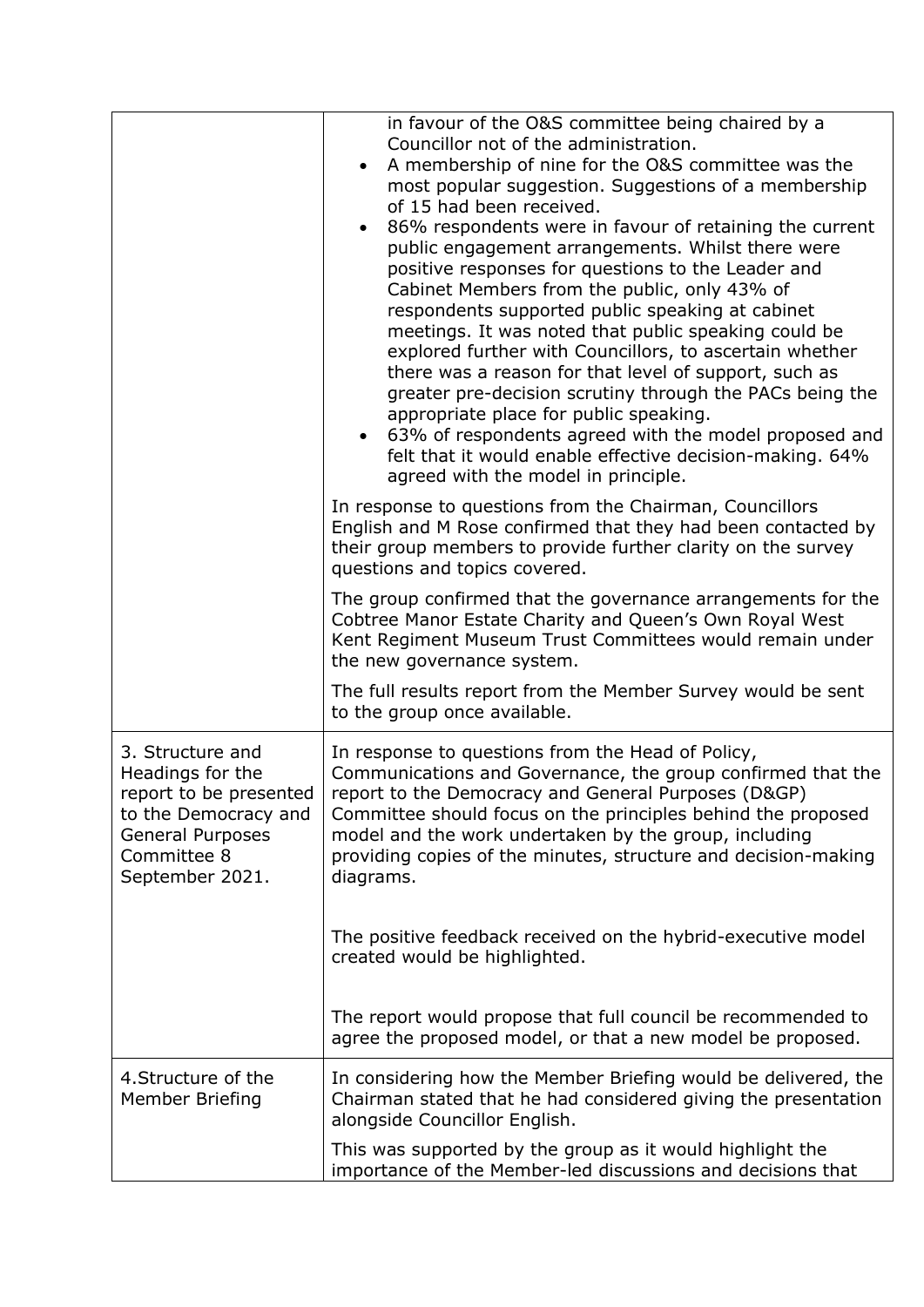| | |
|---|---|
| | in favour of the O&S committee being chaired by a Councillor not of the administration.<br>• A membership of nine for the O&S committee was the most popular suggestion. Suggestions of a membership of 15 had been received.<br>• 86% respondents were in favour of retaining the current public engagement arrangements. Whilst there were positive responses for questions to the Leader and Cabinet Members from the public, only 43% of respondents supported public speaking at cabinet meetings. It was noted that public speaking could be explored further with Councillors, to ascertain whether there was a reason for that level of support, such as greater pre-decision scrutiny through the PACs being the appropriate place for public speaking.<br>• 63% of respondents agreed with the model proposed and felt that it would enable effective decision-making. 64% agreed with the model in principle.<br><br>In response to questions from the Chairman, Councillors English and M Rose confirmed that they had been contacted by their group members to provide further clarity on the survey questions and topics covered.<br><br>The group confirmed that the governance arrangements for the Cobtree Manor Estate Charity and Queen's Own Royal West Kent Regiment Museum Trust Committees would remain under the new governance system.<br><br>The full results report from the Member Survey would be sent to the group once available. |
| 3. Structure and Headings for the report to be presented to the Democracy and General Purposes Committee 8 September 2021. | In response to questions from the Head of Policy, Communications and Governance, the group confirmed that the report to the Democracy and General Purposes (D&GP) Committee should focus on the principles behind the proposed model and the work undertaken by the group, including providing copies of the minutes, structure and decision-making diagrams.<br><br>The positive feedback received on the hybrid-executive model created would be highlighted.<br><br>The report would propose that full council be recommended to agree the proposed model, or that a new model be proposed. |
| 4.Structure of the Member Briefing | In considering how the Member Briefing would be delivered, the Chairman stated that he had considered giving the presentation alongside Councillor English.<br><br>This was supported by the group as it would highlight the importance of the Member-led discussions and decisions that |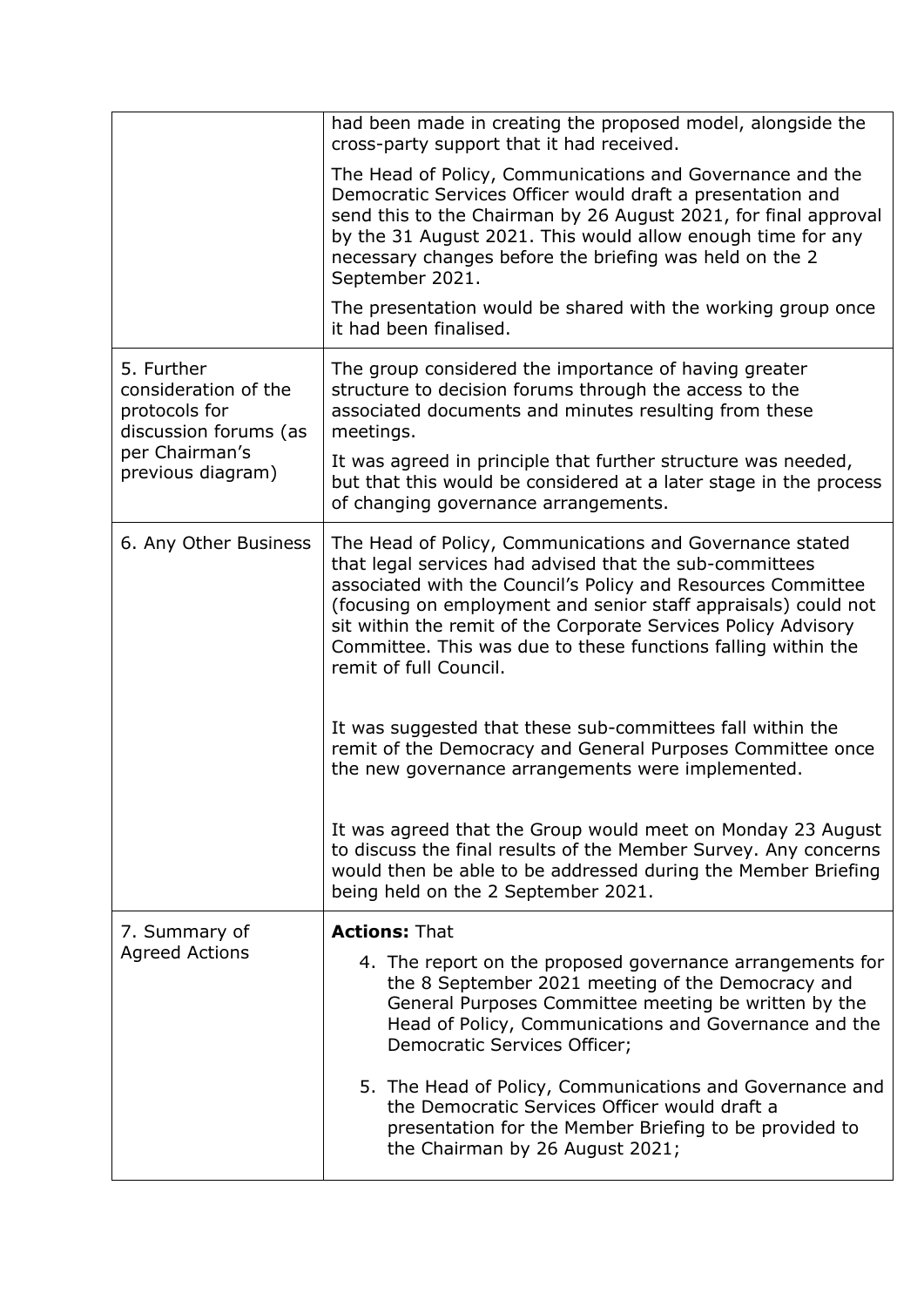| | |
|---|---|
| | had been made in creating the proposed model, alongside the cross-party support that it had received.<br><br>The Head of Policy, Communications and Governance and the Democratic Services Officer would draft a presentation and send this to the Chairman by 26 August 2021, for final approval by the 31 August 2021. This would allow enough time for any necessary changes before the briefing was held on the 2 September 2021.<br><br>The presentation would be shared with the working group once it had been finalised. |
| 5. Further consideration of the protocols for discussion forums (as per Chairman's previous diagram) | The group considered the importance of having greater structure to decision forums through the access to the associated documents and minutes resulting from these meetings.<br><br>It was agreed in principle that further structure was needed, but that this would be considered at a later stage in the process of changing governance arrangements. |
| 6. Any Other Business | The Head of Policy, Communications and Governance stated that legal services had advised that the sub-committees associated with the Council's Policy and Resources Committee (focusing on employment and senior staff appraisals) could not sit within the remit of the Corporate Services Policy Advisory Committee. This was due to these functions falling within the remit of full Council.<br><br>It was suggested that these sub-committees fall within the remit of the Democracy and General Purposes Committee once the new governance arrangements were implemented.<br><br>It was agreed that the Group would meet on Monday 23 August to discuss the final results of the Member Survey. Any concerns would then be able to be addressed during the Member Briefing being held on the 2 September 2021. |
| 7. Summary of Agreed Actions | **Actions:** That<br><br>4. The report on the proposed governance arrangements for the 8 September 2021 meeting of the Democracy and General Purposes Committee meeting be written by the Head of Policy, Communications and Governance and the Democratic Services Officer;<br><br>5. The Head of Policy, Communications and Governance and the Democratic Services Officer would draft a presentation for the Member Briefing to be provided to the Chairman by 26 August 2021; |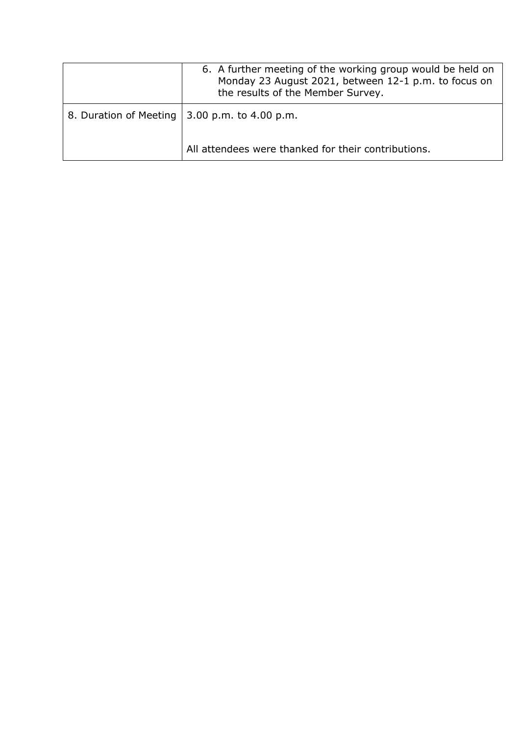| | |
|---|---|
| | 6. A further meeting of the working group would be held on Monday 23 August 2021, between 12-1 p.m. to focus on the results of the Member Survey. |
| 8. Duration of Meeting | 3.00 p.m. to 4.00 p.m.<br><br>All attendees were thanked for their contributions. |